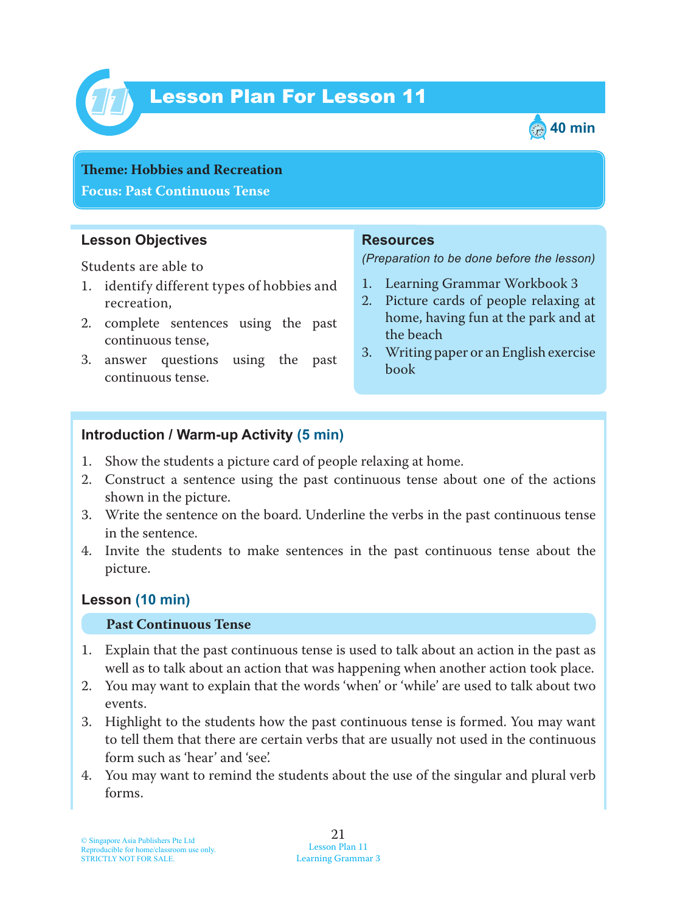# Lesson Plan For Lesson 11

40 min

**Theme: Hobbies and Recreation**
**Focus: Past Continuous Tense**

## Lesson Objectives

Students are able to

1. identify different types of hobbies and recreation,
2. complete sentences using the past continuous tense,
3. answer questions using the past continuous tense.

## Resources

*(Preparation to be done before the lesson)*

1. Learning Grammar Workbook 3
2. Picture cards of people relaxing at home, having fun at the park and at the beach
3. Writing paper or an English exercise book

## Introduction / Warm-up Activity (5 min)

1. Show the students a picture card of people relaxing at home.
2. Construct a sentence using the past continuous tense about one of the actions shown in the picture.
3. Write the sentence on the board. Underline the verbs in the past continuous tense in the sentence.
4. Invite the students to make sentences in the past continuous tense about the picture.

## Lesson (10 min)

### Past Continuous Tense

1. Explain that the past continuous tense is used to talk about an action in the past as well as to talk about an action that was happening when another action took place.
2. You may want to explain that the words 'when' or 'while' are used to talk about two events.
3. Highlight to the students how the past continuous tense is formed. You may want to tell them that there are certain verbs that are usually not used in the continuous form such as 'hear' and 'see'.
4. You may want to remind the students about the use of the singular and plural verb forms.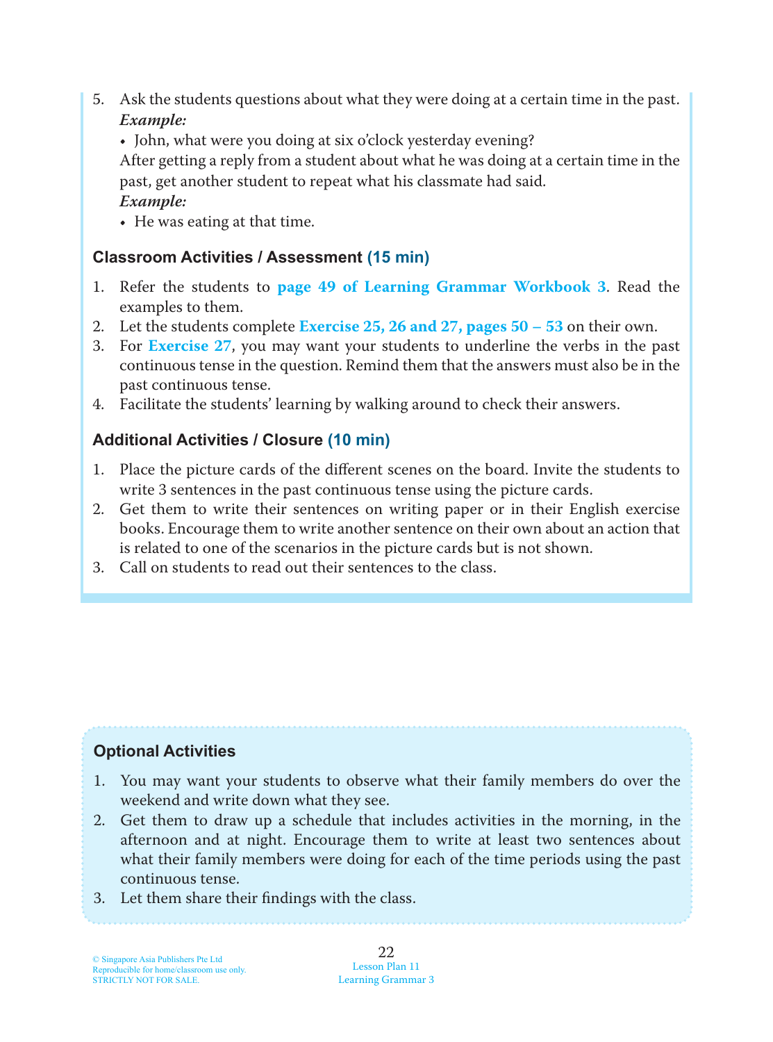5. Ask the students questions about what they were doing at a certain time in the past.
   ***Example:***
   - John, what were you doing at six o'clock yesterday evening?

   After getting a reply from a student about what he was doing at a certain time in the past, get another student to repeat what his classmate had said.
   ***Example:***
   - He was eating at that time.

### Classroom Activities / Assessment (15 min)

1. Refer the students to **page 49 of Learning Grammar Workbook 3**. Read the examples to them.
2. Let the students complete **Exercise 25, 26 and 27, pages 50 – 53** on their own.
3. For **Exercise 27**, you may want your students to underline the verbs in the past continuous tense in the question. Remind them that the answers must also be in the past continuous tense.
4. Facilitate the students' learning by walking around to check their answers.

### Additional Activities / Closure (10 min)

1. Place the picture cards of the different scenes on the board. Invite the students to write 3 sentences in the past continuous tense using the picture cards.
2. Get them to write their sentences on writing paper or in their English exercise books. Encourage them to write another sentence on their own about an action that is related to one of the scenarios in the picture cards but is not shown.
3. Call on students to read out their sentences to the class.

### Optional Activities

1. You may want your students to observe what their family members do over the weekend and write down what they see.
2. Get them to draw up a schedule that includes activities in the morning, in the afternoon and at night. Encourage them to write at least two sentences about what their family members were doing for each of the time periods using the past continuous tense.
3. Let them share their findings with the class.

© Singapore Asia Publishers Pte Ltd
Reproducible for home/classroom use only.
STRICTLY NOT FOR SALE.